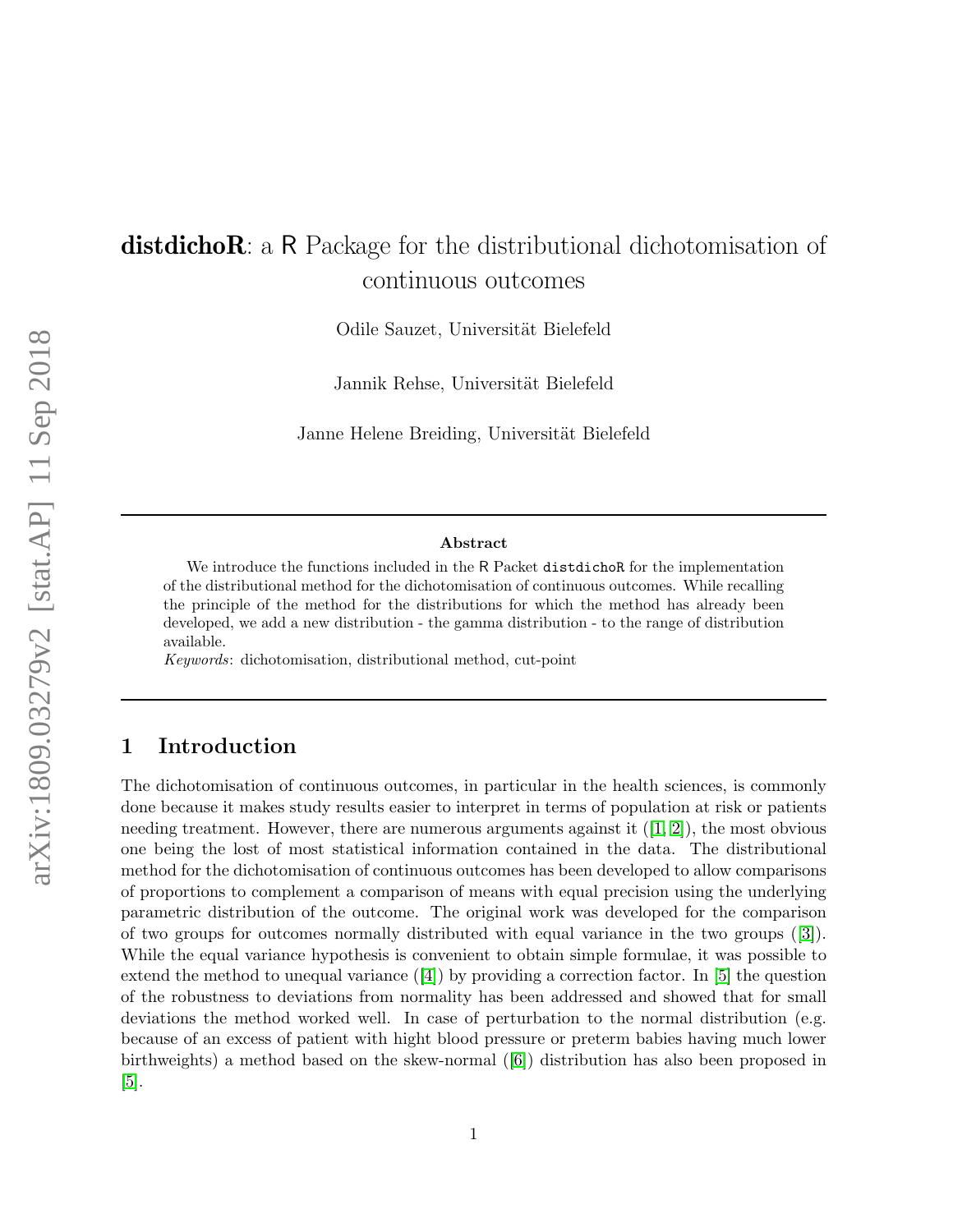# **distdichoR**: a R Package for the distributional dichotomisation of continuous outcomes

Odile Sauzet, Universität Bielefeld

Jannik Rehse, Universität Bielefeld

Janne Helene Breiding, Universität Bielefeld

---

**Abstract**

We introduce the functions included in the R Packet `distdichoR` for the implementation of the distributional method for the dichotomisation of continuous outcomes. While recalling the principle of the method for the distributions for which the method has already been developed, we add a new distribution - the gamma distribution - to the range of distribution available.

*Keywords*: dichotomisation, distributional method, cut-point

---

## 1 Introduction

The dichotomisation of continuous outcomes, in particular in the health sciences, is commonly done because it makes study results easier to interpret in terms of population at risk or patients needing treatment. However, there are numerous arguments against it ([1, 2]), the most obvious one being the lost of most statistical information contained in the data. The distributional method for the dichotomisation of continuous outcomes has been developed to allow comparisons of proportions to complement a comparison of means with equal precision using the underlying parametric distribution of the outcome. The original work was developed for the comparison of two groups for outcomes normally distributed with equal variance in the two groups ([3]). While the equal variance hypothesis is convenient to obtain simple formulae, it was possible to extend the method to unequal variance ([4]) by providing a correction factor. In [5] the question of the robustness to deviations from normality has been addressed and showed that for small deviations the method worked well. In case of perturbation to the normal distribution (e.g. because of an excess of patient with hight blood pressure or preterm babies having much lower birthweights) a method based on the skew-normal ([6]) distribution has also been proposed in [5].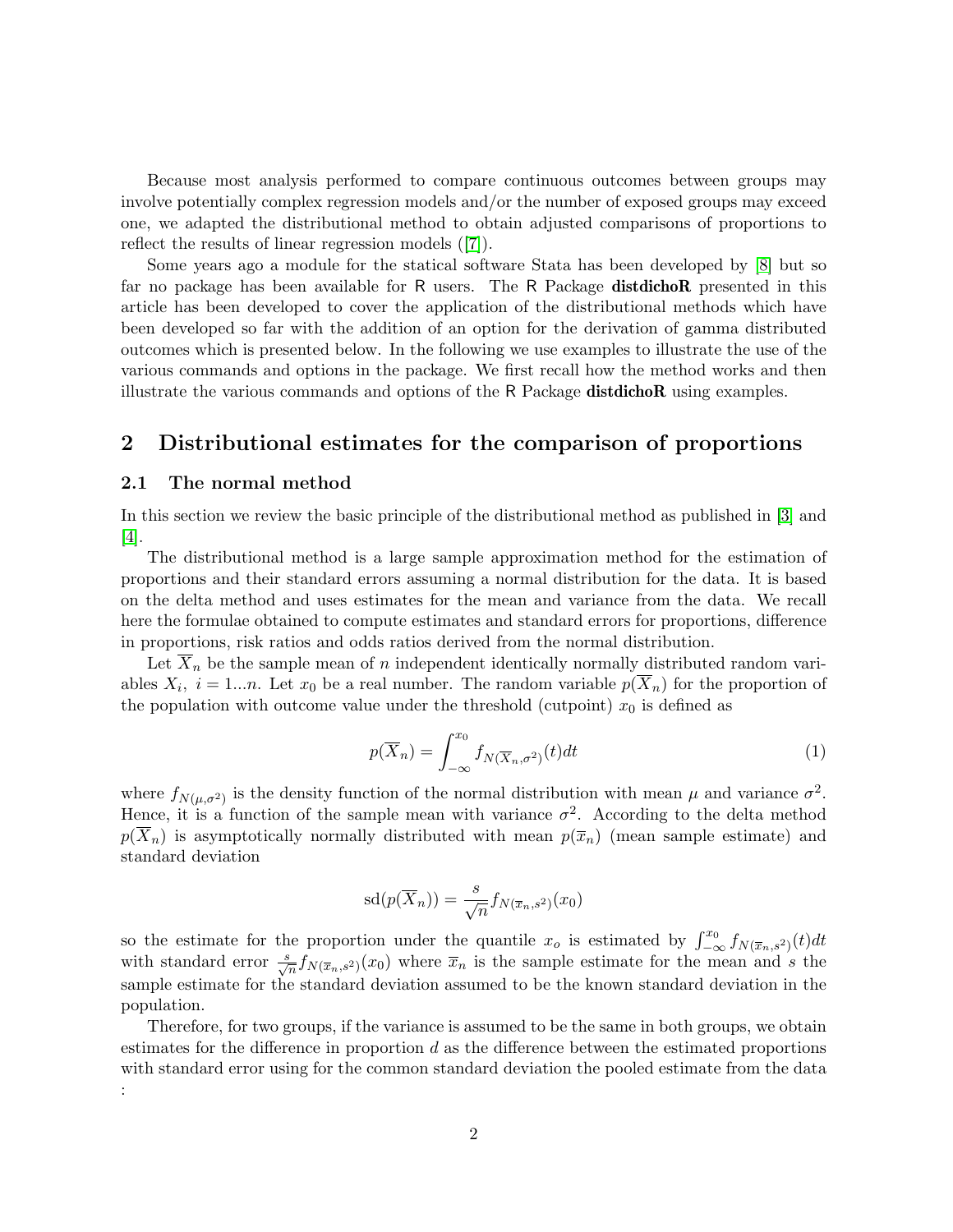Because most analysis performed to compare continuous outcomes between groups may involve potentially complex regression models and/or the number of exposed groups may exceed one, we adapted the distributional method to obtain adjusted comparisons of proportions to reflect the results of linear regression models ([7]).

Some years ago a module for the statical software Stata has been developed by [8] but so far no package has been available for R users. The R Package **distdichoR** presented in this article has been developed to cover the application of the distributional methods which have been developed so far with the addition of an option for the derivation of gamma distributed outcomes which is presented below. In the following we use examples to illustrate the use of the various commands and options in the package. We first recall how the method works and then illustrate the various commands and options of the R Package **distdichoR** using examples.

## 2 Distributional estimates for the comparison of proportions

### 2.1 The normal method

In this section we review the basic principle of the distributional method as published in [3] and [4].

The distributional method is a large sample approximation method for the estimation of proportions and their standard errors assuming a normal distribution for the data. It is based on the delta method and uses estimates for the mean and variance from the data. We recall here the formulae obtained to compute estimates and standard errors for proportions, difference in proportions, risk ratios and odds ratios derived from the normal distribution.

Let $\overline{X}_n$ be the sample mean of $n$ independent identically normally distributed random variables $X_i$, $i = 1...n$. Let $x_0$ be a real number. The random variable $p(\overline{X}_n)$ for the proportion of the population with outcome value under the threshold (cutpoint) $x_0$ is defined as

$$p(\overline{X}_n) = \int_{-\infty}^{x_0} f_{N(\overline{X}_n,\sigma^2)}(t)dt \tag{1}$$

where $f_{N(\mu,\sigma^2)}$ is the density function of the normal distribution with mean $\mu$ and variance $\sigma^2$. Hence, it is a function of the sample mean with variance $\sigma^2$. According to the delta method $p(\overline{X}_n)$ is asymptotically normally distributed with mean $p(\overline{x}_n)$ (mean sample estimate) and standard deviation

$$\mathrm{sd}(p(\overline{X}_n)) = \frac{s}{\sqrt{n}} f_{N(\overline{x}_n,s^2)}(x_0)$$

so the estimate for the proportion under the quantile $x_o$ is estimated by $\int_{-\infty}^{x_0} f_{N(\overline{x}_n,s^2)}(t)dt$ with standard error $\frac{s}{\sqrt{n}} f_{N(\overline{x}_n,s^2)}(x_0)$ where $\overline{x}_n$ is the sample estimate for the mean and $s$ the sample estimate for the standard deviation assumed to be the known standard deviation in the population.

Therefore, for two groups, if the variance is assumed to be the same in both groups, we obtain estimates for the difference in proportion $d$ as the difference between the estimated proportions with standard error using for the common standard deviation the pooled estimate from the data :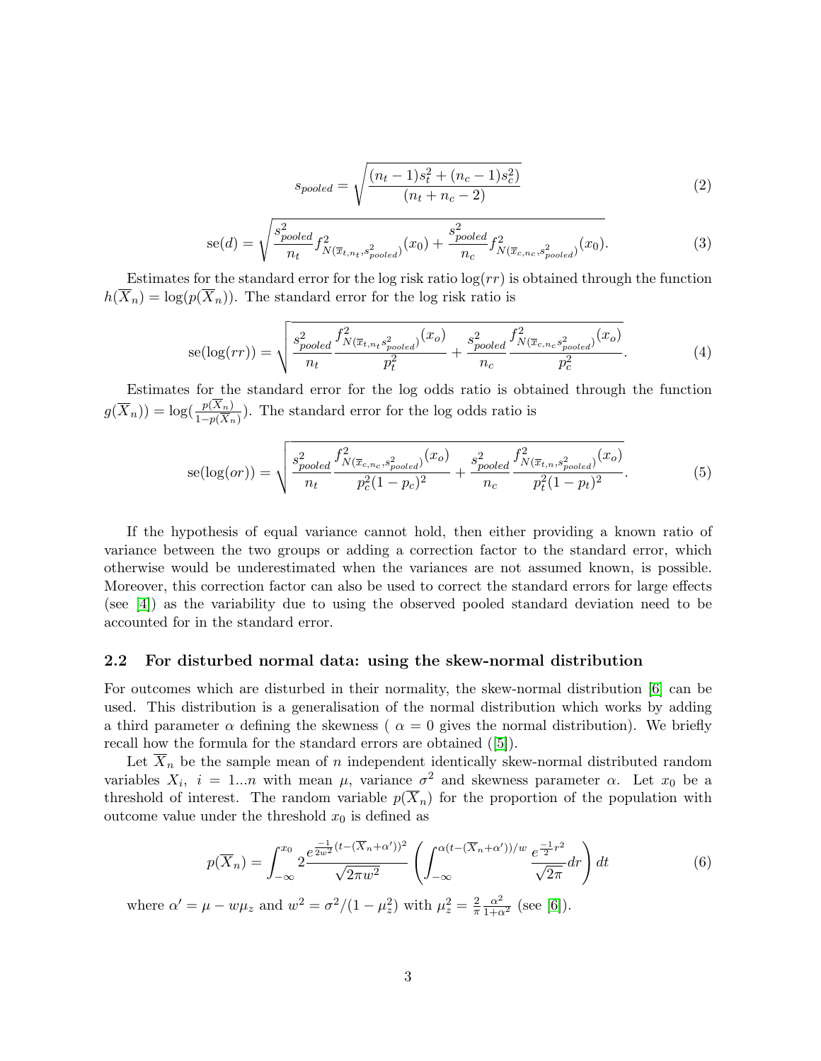$$s_{pooled} = \sqrt{\frac{(n_t-1)s_t^2 + (n_c-1)s_c^2)}{(n_t+n_c-2)}} \tag{2}$$

$$\text{se}(d) = \sqrt{\frac{s_{pooled}^2}{n_t} f^2_{N(\overline{x}_{t,n_t}, s_{pooled}^2)}(x_0) + \frac{s_{pooled}^2}{n_c} f^2_{N(\overline{x}_{c,n_c}, s_{pooled}^2)}(x_0)}. \tag{3}$$

Estimates for the standard error for the log risk ratio $\log(rr)$ is obtained through the function $h(\overline{X}_n) = \log(p(\overline{X}_n))$. The standard error for the log risk ratio is

$$\text{se}(\log(rr)) = \sqrt{\frac{s_{pooled}^2}{n_t} \frac{f^2_{N(\overline{x}_{t,n_t} s_{pooled}^2)}(x_o)}{p_t^2} + \frac{s_{pooled}^2}{n_c} \frac{f^2_{N(\overline{x}_{c,n_c} s_{pooled}^2)}(x_o)}{p_c^2}}. \tag{4}$$

Estimates for the standard error for the log odds ratio is obtained through the function $g(\overline{X}_n)) = \log(\frac{p(\overline{X}_n)}{1-p(\overline{X}_n)})$. The standard error for the log odds ratio is

$$\text{se}(\log(or)) = \sqrt{\frac{s_{pooled}^2}{n_t} \frac{f^2_{N(\overline{x}_{c,n_c}, s_{pooled}^2)}(x_o)}{p_c^2(1-p_c)^2} + \frac{s_{pooled}^2}{n_c} \frac{f^2_{N(\overline{x}_{t,n}, s_{pooled}^2)}(x_o)}{p_t^2(1-p_t)^2}}. \tag{5}$$

If the hypothesis of equal variance cannot hold, then either providing a known ratio of variance between the two groups or adding a correction factor to the standard error, which otherwise would be underestimated when the variances are not assumed known, is possible. Moreover, this correction factor can also be used to correct the standard errors for large effects (see [4]) as the variability due to using the observed pooled standard deviation need to be accounted for in the standard error.

### 2.2 For disturbed normal data: using the skew-normal distribution

For outcomes which are disturbed in their normality, the skew-normal distribution [6] can be used. This distribution is a generalisation of the normal distribution which works by adding a third parameter $\alpha$ defining the skewness ( $\alpha = 0$ gives the normal distribution). We briefly recall how the formula for the standard errors are obtained ([5]).

Let $\overline{X}_n$ be the sample mean of $n$ independent identically skew-normal distributed random variables $X_i,\ i = 1...n$ with mean $\mu$, variance $\sigma^2$ and skewness parameter $\alpha$. Let $x_0$ be a threshold of interest. The random variable $p(\overline{X}_n)$ for the proportion of the population with outcome value under the threshold $x_0$ is defined as

$$p(\overline{X}_n) = \int_{-\infty}^{x_0} 2\frac{e^{\frac{-1}{2w^2}(t-(\overline{X}_n+\alpha'))^2}}{\sqrt{2\pi w^2}} \left( \int_{-\infty}^{\alpha(t-(\overline{X}_n+\alpha'))/w} \frac{e^{\frac{-1}{2}r^2}}{\sqrt{2\pi}} dr \right) dt \tag{6}$$

where $\alpha' = \mu - w\mu_z$ and $w^2 = \sigma^2/(1-\mu_z^2)$ with $\mu_z^2 = \frac{2}{\pi}\frac{\alpha^2}{1+\alpha^2}$ (see [6]).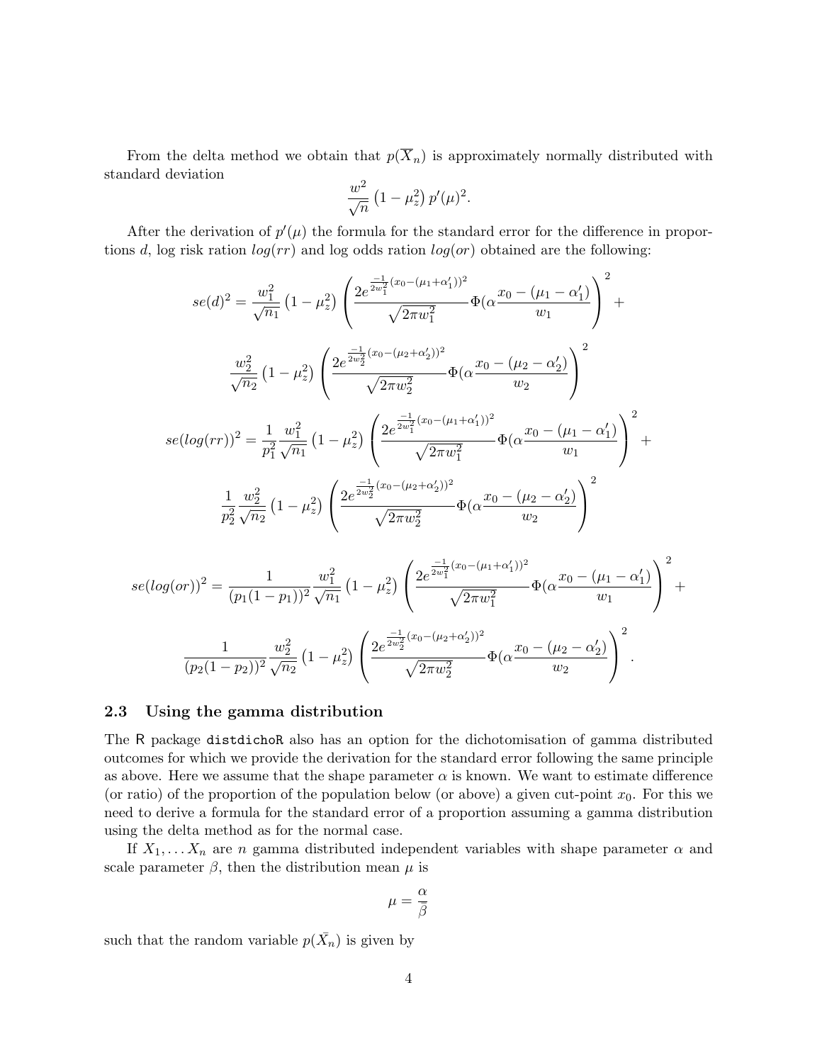From the delta method we obtain that $p(\overline{X}_n)$ is approximately normally distributed with standard deviation

$$\frac{w^2}{\sqrt{n}}\left(1-\mu_z^2\right)p'(\mu)^2.$$

After the derivation of $p'(\mu)$ the formula for the standard error for the difference in proportions $d$, log risk ration $log(rr)$ and log odds ration $log(or)$ obtained are the following:

$$se(d)^2 = \frac{w_1^2}{\sqrt{n_1}}\left(1-\mu_z^2\right)\left(\frac{2e^{\frac{-1}{2w_1^2}(x_0-(\mu_1+\alpha_1'))^2}}{\sqrt{2\pi w_1^2}}\Phi(\alpha\frac{x_0-(\mu_1-\alpha_1')}{w_1}\right)^2 +$$

$$\frac{w_2^2}{\sqrt{n_2}}\left(1-\mu_z^2\right)\left(\frac{2e^{\frac{-1}{2w_2^2}(x_0-(\mu_2+\alpha_2'))^2}}{\sqrt{2\pi w_2^2}}\Phi(\alpha\frac{x_0-(\mu_2-\alpha_2')}{w_2}\right)^2$$

$$se(log(rr))^2 = \frac{1}{p_1^2}\frac{w_1^2}{\sqrt{n_1}}\left(1-\mu_z^2\right)\left(\frac{2e^{\frac{-1}{2w_1^2}(x_0-(\mu_1+\alpha_1'))^2}}{\sqrt{2\pi w_1^2}}\Phi(\alpha\frac{x_0-(\mu_1-\alpha_1')}{w_1}\right)^2 +$$

$$\frac{1}{p_2^2}\frac{w_2^2}{\sqrt{n_2}}\left(1-\mu_z^2\right)\left(\frac{2e^{\frac{-1}{2w_2^2}(x_0-(\mu_2+\alpha_2'))^2}}{\sqrt{2\pi w_2^2}}\Phi(\alpha\frac{x_0-(\mu_2-\alpha_2')}{w_2}\right)^2$$

$$se(log(or))^2 = \frac{1}{(p_1(1-p_1))^2}\frac{w_1^2}{\sqrt{n_1}}\left(1-\mu_z^2\right)\left(\frac{2e^{\frac{-1}{2w_1^2}(x_0-(\mu_1+\alpha_1'))^2}}{\sqrt{2\pi w_1^2}}\Phi(\alpha\frac{x_0-(\mu_1-\alpha_1')}{w_1}\right)^2 +$$

$$\frac{1}{(p_2(1-p_2))^2}\frac{w_2^2}{\sqrt{n_2}}\left(1-\mu_z^2\right)\left(\frac{2e^{\frac{-1}{2w_2^2}(x_0-(\mu_2+\alpha_2'))^2}}{\sqrt{2\pi w_2^2}}\Phi(\alpha\frac{x_0-(\mu_2-\alpha_2')}{w_2}\right)^2.$$

### 2.3 Using the gamma distribution

The R package distdichoR also has an option for the dichotomisation of gamma distributed outcomes for which we provide the derivation for the standard error following the same principle as above. Here we assume that the shape parameter $\alpha$ is known. We want to estimate difference (or ratio) of the proportion of the population below (or above) a given cut-point $x_0$. For this we need to derive a formula for the standard error of a proportion assuming a gamma distribution using the delta method as for the normal case.

If $X_1, \ldots X_n$ are $n$ gamma distributed independent variables with shape parameter $\alpha$ and scale parameter $\beta$, then the distribution mean $\mu$ is

$$\mu = \frac{\alpha}{\beta}$$

such that the random variable $p(\bar{X}_n)$ is given by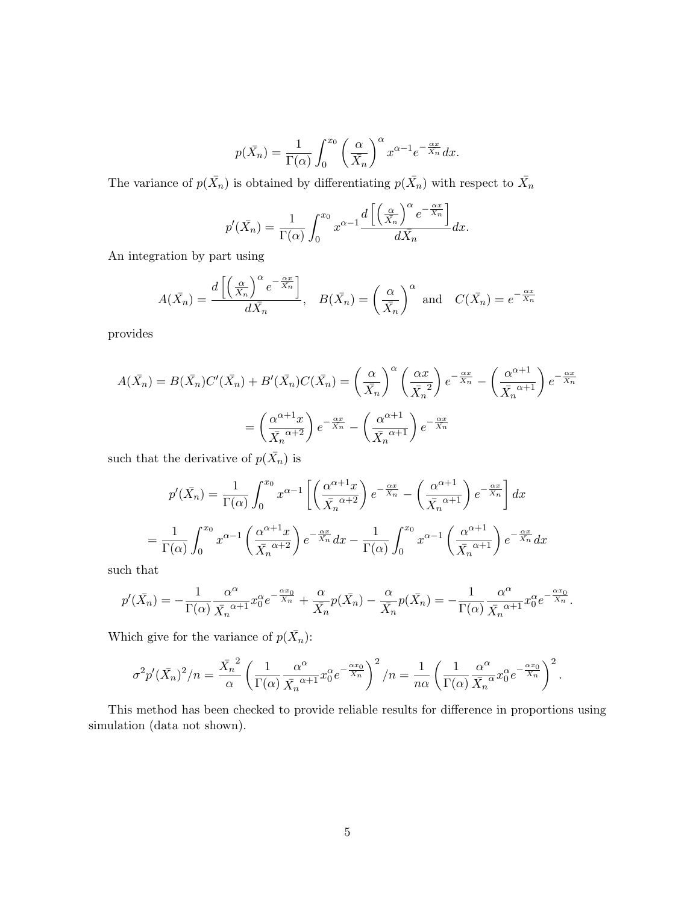$$p(\bar{X_n}) = \frac{1}{\Gamma(\alpha)} \int_0^{x_0} \left(\frac{\alpha}{\bar{X_n}}\right)^{\alpha} x^{\alpha-1} e^{-\frac{\alpha x}{\bar{X_n}}} dx.$$

The variance of $p(\bar{X_n})$ is obtained by differentiating $p(\bar{X_n})$ with respect to $\bar{X_n}$

$$p'(\bar{X_n}) = \frac{1}{\Gamma(\alpha)} \int_0^{x_0} x^{\alpha-1} \frac{d\left[\left(\frac{\alpha}{\bar{X_n}}\right)^{\alpha} e^{-\frac{\alpha x}{\bar{X_n}}}\right]}{d\bar{X_n}} dx.$$

An integration by part using

$$A(\bar{X_n}) = \frac{d\left[\left(\frac{\alpha}{\bar{X_n}}\right)^{\alpha} e^{-\frac{\alpha x}{\bar{X_n}}}\right]}{d\bar{X_n}}, \quad B(\bar{X_n}) = \left(\frac{\alpha}{\bar{X_n}}\right)^{\alpha} \text{ and } \quad C(\bar{X_n}) = e^{-\frac{\alpha x}{\bar{X_n}}}$$

provides

$$A(\bar{X_n}) = B(\bar{X_n})C'(\bar{X_n}) + B'(\bar{X_n})C(\bar{X_n}) = \left(\frac{\alpha}{\bar{X_n}}\right)^{\alpha} \left(\frac{\alpha x}{\bar{X_n}^{2}}\right) e^{-\frac{\alpha x}{\bar{X_n}}} - \left(\frac{\alpha^{\alpha+1}}{\bar{X_n}^{\alpha+1}}\right) e^{-\frac{\alpha x}{\bar{X_n}}}$$

$$= \left(\frac{\alpha^{\alpha+1} x}{\bar{X_n}^{\alpha+2}}\right) e^{-\frac{\alpha x}{\bar{X_n}}} - \left(\frac{\alpha^{\alpha+1}}{\bar{X_n}^{\alpha+1}}\right) e^{-\frac{\alpha x}{\bar{X_n}}}$$

such that the derivative of $p(\bar{X_n})$ is

$$p'(\bar{X_n}) = \frac{1}{\Gamma(\alpha)} \int_0^{x_0} x^{\alpha-1} \left[\left(\frac{\alpha^{\alpha+1} x}{\bar{X_n}^{\alpha+2}}\right) e^{-\frac{\alpha x}{\bar{X_n}}} - \left(\frac{\alpha^{\alpha+1}}{\bar{X_n}^{\alpha+1}}\right) e^{-\frac{\alpha x}{\bar{X_n}}}\right] dx$$

$$= \frac{1}{\Gamma(\alpha)} \int_0^{x_0} x^{\alpha-1} \left(\frac{\alpha^{\alpha+1} x}{\bar{X_n}^{\alpha+2}}\right) e^{-\frac{\alpha x}{\bar{X_n}}} dx - \frac{1}{\Gamma(\alpha)} \int_0^{x_0} x^{\alpha-1} \left(\frac{\alpha^{\alpha+1}}{\bar{X_n}^{\alpha+1}}\right) e^{-\frac{\alpha x}{\bar{X_n}}} dx$$

such that

$$p'(\bar{X_n}) = -\frac{1}{\Gamma(\alpha)} \frac{\alpha^{\alpha}}{\bar{X_n}^{\alpha+1}} x_0^{\alpha} e^{-\frac{\alpha x_0}{\bar{X_n}}} + \frac{\alpha}{\bar{X_n}} p(\bar{X_n}) - \frac{\alpha}{\bar{X_n}} p(\bar{X_n}) = -\frac{1}{\Gamma(\alpha)} \frac{\alpha^{\alpha}}{\bar{X_n}^{\alpha+1}} x_0^{\alpha} e^{-\frac{\alpha x_0}{\bar{X_n}}}.$$

Which give for the variance of $p(\bar{X_n})$:

$$\sigma^2 p'(\bar{X_n})^2/n = \frac{\bar{X_n}^{2}}{\alpha} \left(\frac{1}{\Gamma(\alpha)} \frac{\alpha^{\alpha}}{\bar{X_n}^{\alpha+1}} x_0^{\alpha} e^{-\frac{\alpha x_0}{\bar{X_n}}}\right)^2 /n = \frac{1}{n\alpha} \left(\frac{1}{\Gamma(\alpha)} \frac{\alpha^{\alpha}}{\bar{X_n}^{\alpha}} x_0^{\alpha} e^{-\frac{\alpha x_0}{\bar{X_n}}}\right)^2.$$

This method has been checked to provide reliable results for difference in proportions using simulation (data not shown).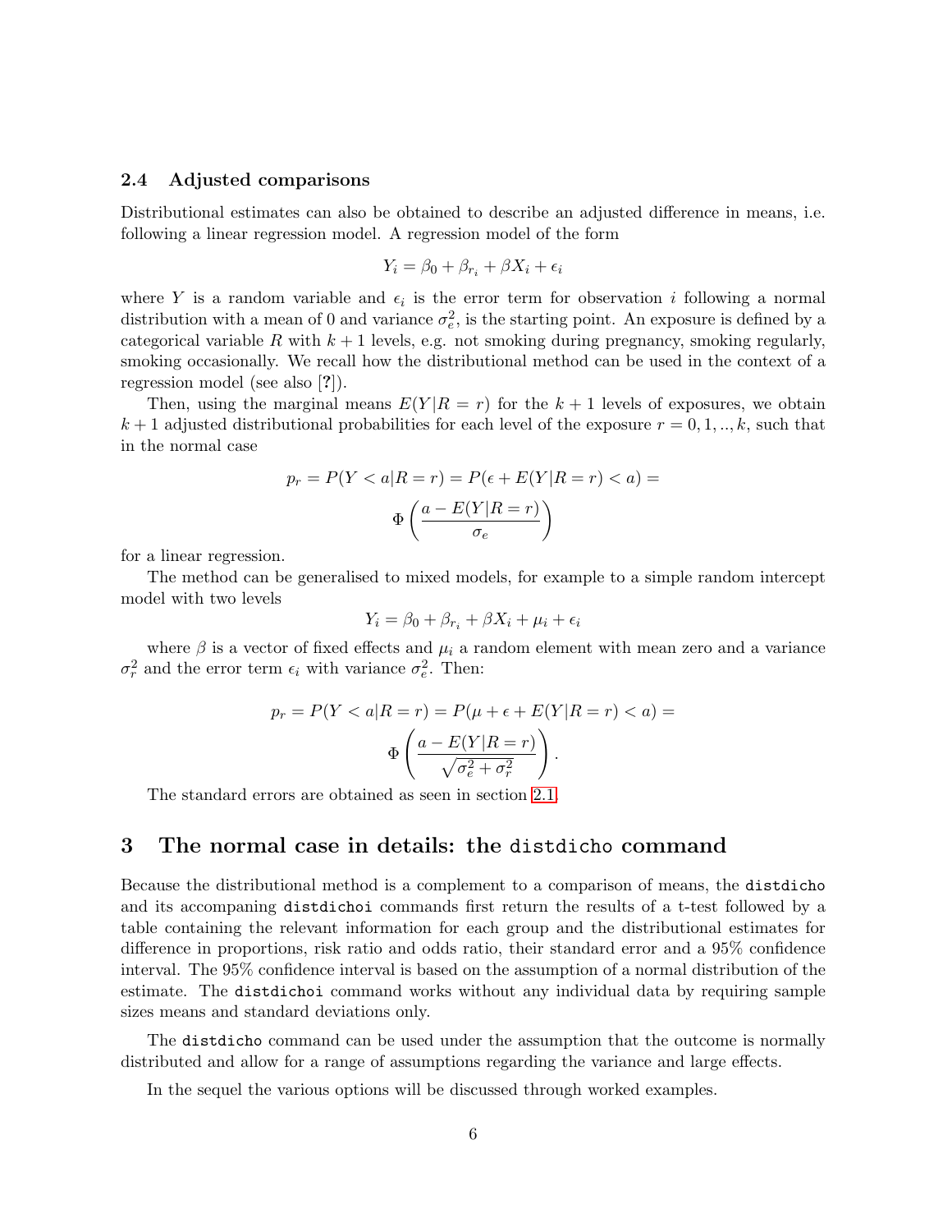### 2.4 Adjusted comparisons

Distributional estimates can also be obtained to describe an adjusted difference in means, i.e. following a linear regression model. A regression model of the form

$$Y_i = \beta_0 + \beta_{r_i} + \beta X_i + \epsilon_i$$

where $Y$ is a random variable and $\epsilon_i$ is the error term for observation $i$ following a normal distribution with a mean of 0 and variance $\sigma_e^2$, is the starting point. An exposure is defined by a categorical variable $R$ with $k+1$ levels, e.g. not smoking during pregnancy, smoking regularly, smoking occasionally. We recall how the distributional method can be used in the context of a regression model (see also [?]).

Then, using the marginal means $E(Y|R=r)$ for the $k+1$ levels of exposures, we obtain $k+1$ adjusted distributional probabilities for each level of the exposure $r = 0, 1, .., k$, such that in the normal case

$$p_r = P(Y < a|R = r) = P(\epsilon + E(Y|R = r) < a) =$$
$$\Phi\left(\frac{a - E(Y|R = r)}{\sigma_e}\right)$$

for a linear regression.

The method can be generalised to mixed models, for example to a simple random intercept model with two levels

$$Y_i = \beta_0 + \beta_{r_i} + \beta X_i + \mu_i + \epsilon_i$$

where $\beta$ is a vector of fixed effects and $\mu_i$ a random element with mean zero and a variance $\sigma_r^2$ and the error term $\epsilon_i$ with variance $\sigma_e^2$. Then:

$$p_r = P(Y < a|R = r) = P(\mu + \epsilon + E(Y|R = r) < a) =$$
$$\Phi\left(\frac{a - E(Y|R = r)}{\sqrt{\sigma_e^2 + \sigma_r^2}}\right).$$

The standard errors are obtained as seen in section 2.1.

# 3 The normal case in details: the `distdicho` command

Because the distributional method is a complement to a comparison of means, the `distdicho` and its accompaning `distdichoi` commands first return the results of a t-test followed by a table containing the relevant information for each group and the distributional estimates for difference in proportions, risk ratio and odds ratio, their standard error and a 95% confidence interval. The 95% confidence interval is based on the assumption of a normal distribution of the estimate. The `distdichoi` command works without any individual data by requiring sample sizes means and standard deviations only.

The `distdicho` command can be used under the assumption that the outcome is normally distributed and allow for a range of assumptions regarding the variance and large effects.

In the sequel the various options will be discussed through worked examples.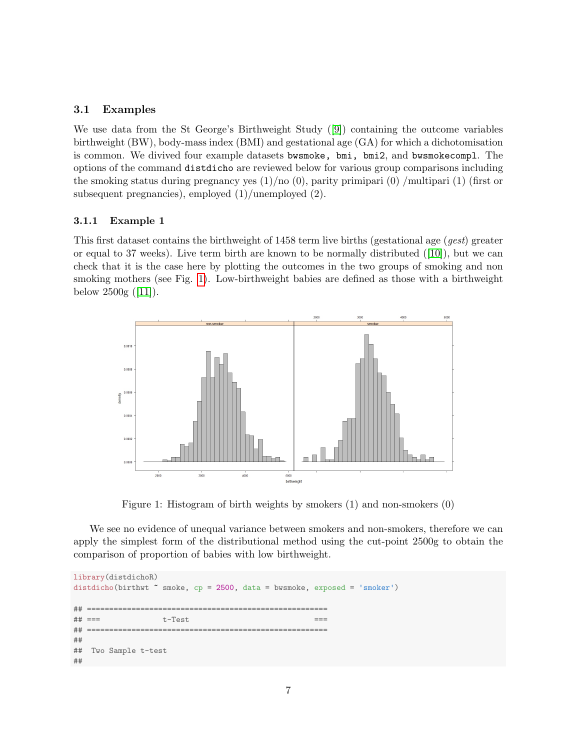### 3.1 Examples

We use data from the St George's Birthweight Study ([9]) containing the outcome variables birthweight (BW), body-mass index (BMI) and gestational age (GA) for which a dichotomisation is common. We divived four example datasets `bwsmoke, bmi, bmi2`, and `bwsmokecompl`. The options of the command `distdicho` are reviewed below for various group comparisons including the smoking status during pregnancy yes (1)/no (0), parity primipari (0) /multipari (1) (first or subsequent pregnancies), employed (1)/unemployed (2).

#### 3.1.1 Example 1

This first dataset contains the birthweight of 1458 term live births (gestational age (*gest*) greater or equal to 37 weeks). Live term birth are known to be normally distributed ([10]), but we can check that it is the case here by plotting the outcomes in the two groups of smoking and non smoking mothers (see Fig. 1). Low-birthweight babies are defined as those with a birthweight below 2500g ([11]).

Figure 1: Histogram of birth weights by smokers (1) and non-smokers (0)

We see no evidence of unequal variance between smokers and non-smokers, therefore we can apply the simplest form of the distributional method using the cut-point 2500g to obtain the comparison of proportion of babies with low birthweight.

```
library(distdichoR)
distdicho(birthwt ~ smoke, cp = 2500, data = bwsmoke, exposed = 'smoker')

## =====================================================
## ===              t-Test                           ===
## =====================================================
##
##  Two Sample t-test
##
```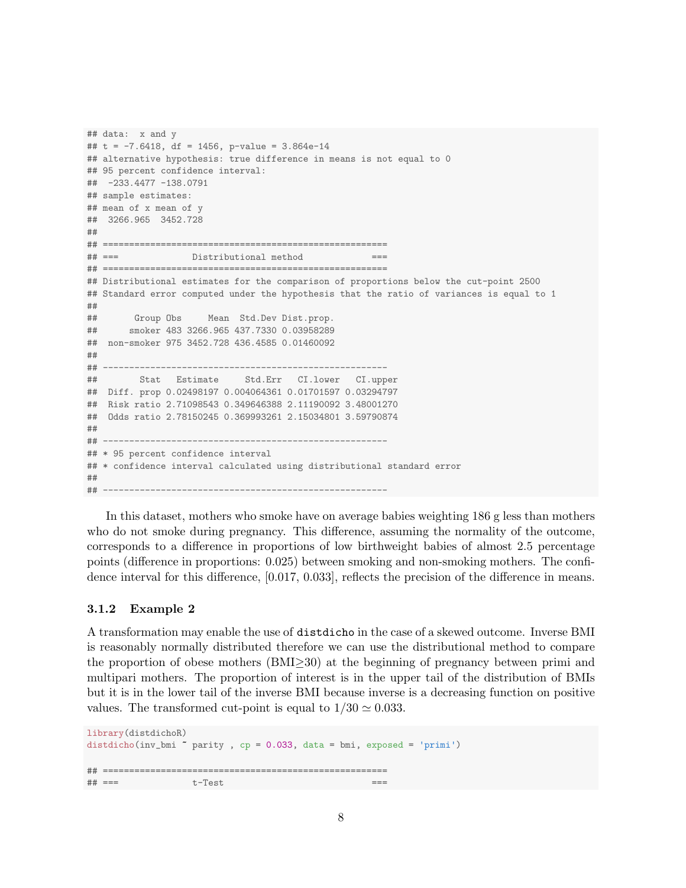```
## data:  x and y
## t = -7.6418, df = 1456, p-value = 3.864e-14
## alternative hypothesis: true difference in means is not equal to 0
## 95 percent confidence interval:
##  -233.4477 -138.0791
## sample estimates:
## mean of x mean of y
##  3266.965  3452.728
##
## =====================================================
## ===              Distributional method            ===
## =====================================================
## Distributional estimates for the comparison of proportions below the cut-point 2500
## Standard error computed under the hypothesis that the ratio of variances is equal to 1
##
##       Group Obs     Mean  Std.Dev Dist.prop.
##      smoker 483 3266.965 437.7330 0.03958289
##  non-smoker 975 3452.728 436.4585 0.01460092
##
## -----------------------------------------------------
##        Stat   Estimate     Std.Err   CI.lower   CI.upper
##  Diff. prop 0.02498197 0.004064361 0.01701597 0.03294797
##  Risk ratio 2.71098543 0.349646388 2.11190092 3.48001270
##  Odds ratio 2.78150245 0.369993261 2.15034801 3.59790874
##
## -----------------------------------------------------
## * 95 percent confidence interval
## * confidence interval calculated using distributional standard error
##
## -----------------------------------------------------
```

In this dataset, mothers who smoke have on average babies weighting 186 g less than mothers who do not smoke during pregnancy. This difference, assuming the normality of the outcome, corresponds to a difference in proportions of low birthweight babies of almost 2.5 percentage points (difference in proportions: 0.025) between smoking and non-smoking mothers. The confidence interval for this difference, [0.017, 0.033], reflects the precision of the difference in means.

### 3.1.2 Example 2

A transformation may enable the use of `distdicho` in the case of a skewed outcome. Inverse BMI is reasonably normally distributed therefore we can use the distributional method to compare the proportion of obese mothers (BMI$\geq$30) at the beginning of pregnancy between primi and multipari mothers. The proportion of interest is in the upper tail of the distribution of BMIs but it is in the lower tail of the inverse BMI because inverse is a decreasing function on positive values. The transformed cut-point is equal to $1/30 \simeq 0.033$.

```
library(distdichoR)
distdicho(inv_bmi ~ parity , cp = 0.033, data = bmi, exposed = 'primi')
```

```
## =====================================================
## ===              t-Test                           ===
```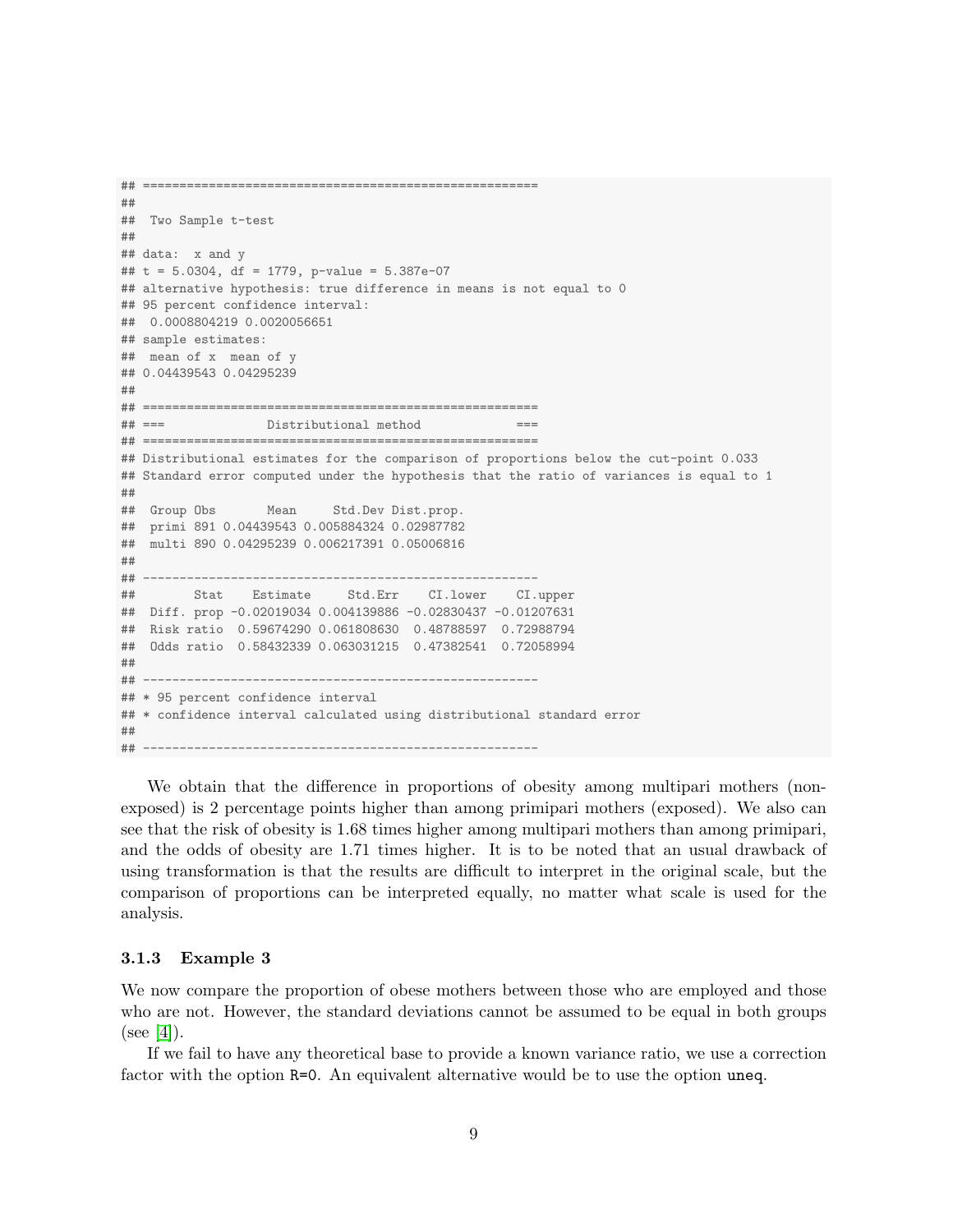```
## =====================================================
##
##  Two Sample t-test
##
## data:  x and y
## t = 5.0304, df = 1779, p-value = 5.387e-07
## alternative hypothesis: true difference in means is not equal to 0
## 95 percent confidence interval:
##  0.0008804219 0.0020056651
## sample estimates:
##  mean of x  mean of y
## 0.04439543 0.04295239
##
## =====================================================
## ===              Distributional method            ===
## =====================================================
## Distributional estimates for the comparison of proportions below the cut-point 0.033
## Standard error computed under the hypothesis that the ratio of variances is equal to 1
##
##  Group Obs       Mean     Std.Dev Dist.prop.
##  primi 891 0.04439543 0.005884324 0.02987782
##  multi 890 0.04295239 0.006217391 0.05006816
##
## -----------------------------------------------------
##        Stat    Estimate     Std.Err    CI.lower    CI.upper
##  Diff. prop -0.02019034 0.004139886 -0.02830437 -0.01207631
##  Risk ratio  0.59674290 0.061808630  0.48788597  0.72988794
##  Odds ratio  0.58432339 0.063031215  0.47382541  0.72058994
##
## -----------------------------------------------------
## * 95 percent confidence interval
## * confidence interval calculated using distributional standard error
##
## -----------------------------------------------------
```

We obtain that the difference in proportions of obesity among multipari mothers (non-exposed) is 2 percentage points higher than among primipari mothers (exposed). We also can see that the risk of obesity is 1.68 times higher among multipari mothers than among primipari, and the odds of obesity are 1.71 times higher. It is to be noted that an usual drawback of using transformation is that the results are difficult to interpret in the original scale, but the comparison of proportions can be interpreted equally, no matter what scale is used for the analysis.

### 3.1.3 Example 3

We now compare the proportion of obese mothers between those who are employed and those who are not. However, the standard deviations cannot be assumed to be equal in both groups (see [4]).

If we fail to have any theoretical base to provide a known variance ratio, we use a correction factor with the option `R=0`. An equivalent alternative would be to use the option `uneq`.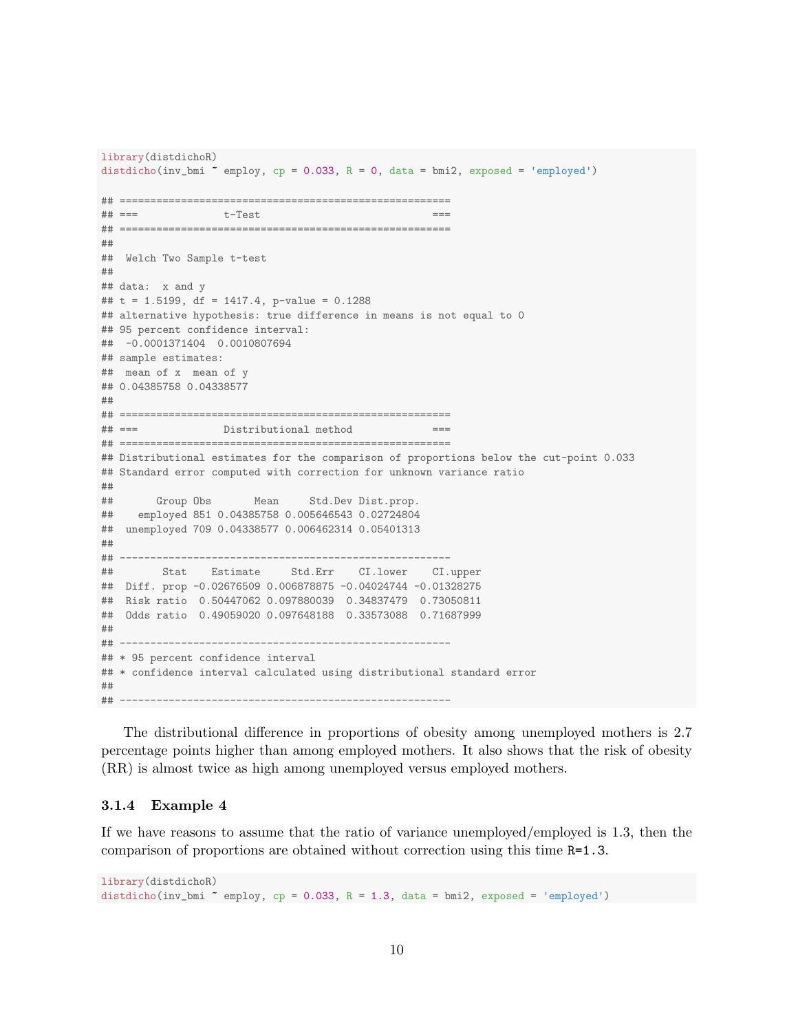```r
library(distdichoR)
distdicho(inv_bmi ~ employ, cp = 0.033, R = 0, data = bmi2, exposed = 'employed')

## =====================================================
## ===              t-Test                           ===
## =====================================================
##
##  Welch Two Sample t-test
##
## data:  x and y
## t = 1.5199, df = 1417.4, p-value = 0.1288
## alternative hypothesis: true difference in means is not equal to 0
## 95 percent confidence interval:
##  -0.0001371404  0.0010807694
## sample estimates:
##  mean of x  mean of y
## 0.04385758 0.04338577
##
## =====================================================
## ===              Distributional method            ===
## =====================================================
## Distributional estimates for the comparison of proportions below the cut-point 0.033
## Standard error computed with correction for unknown variance ratio
##
##       Group Obs       Mean     Std.Dev Dist.prop.
##    employed 851 0.04385758 0.005646543 0.02724804
##  unemployed 709 0.04338577 0.006462314 0.05401313
##
## -----------------------------------------------------
##        Stat    Estimate     Std.Err    CI.lower    CI.upper
##  Diff. prop -0.02676509 0.006878875 -0.04024744 -0.01328275
##  Risk ratio  0.50447062 0.097880039  0.34837479  0.73050811
##  Odds ratio  0.49059020 0.097648188  0.33573088  0.71687999
##
## -----------------------------------------------------
## * 95 percent confidence interval
## * confidence interval calculated using distributional standard error
##
## -----------------------------------------------------
```

The distributional difference in proportions of obesity among unemployed mothers is 2.7 percentage points higher than among employed mothers. It also shows that the risk of obesity (RR) is almost twice as high among unemployed versus employed mothers.

### 3.1.4 Example 4

If we have reasons to assume that the ratio of variance unemployed/employed is 1.3, then the comparison of proportions are obtained without correction using this time `R=1.3`.

```r
library(distdichoR)
distdicho(inv_bmi ~ employ, cp = 0.033, R = 1.3, data = bmi2, exposed = 'employed')
```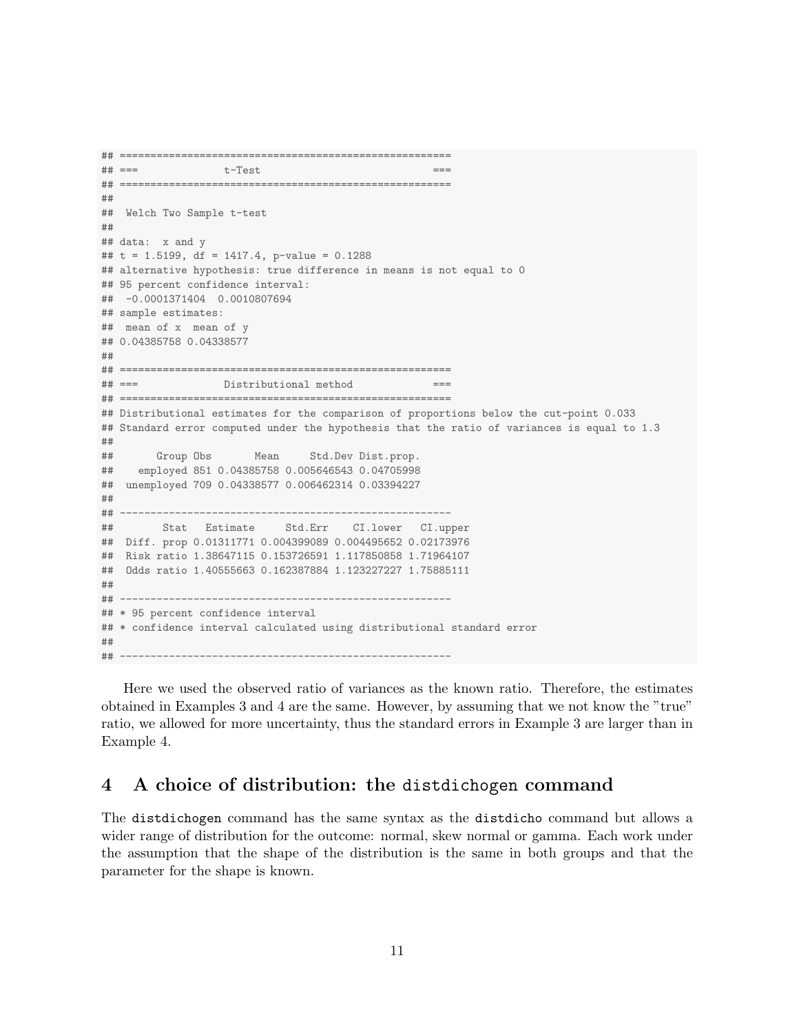```
## ======================================================
## ===              t-Test                            ===
## ======================================================
##
##  Welch Two Sample t-test
##
## data:  x and y
## t = 1.5199, df = 1417.4, p-value = 0.1288
## alternative hypothesis: true difference in means is not equal to 0
## 95 percent confidence interval:
##  -0.0001371404  0.0010807694
## sample estimates:
##  mean of x  mean of y
## 0.04385758 0.04338577
##
## ======================================================
## ===              Distributional method             ===
## ======================================================
## Distributional estimates for the comparison of proportions below the cut-point 0.033
## Standard error computed under the hypothesis that the ratio of variances is equal to 1.3
##
##       Group Obs       Mean     Std.Dev Dist.prop.
##    employed 851 0.04385758 0.005646543 0.04705998
##  unemployed 709 0.04338577 0.006462314 0.03394227
##
## ------------------------------------------------------
##        Stat   Estimate     Std.Err    CI.lower   CI.upper
##  Diff. prop 0.01311771 0.004399089 0.004495652 0.02173976
##  Risk ratio 1.38647115 0.153726591 1.117850858 1.71964107
##  Odds ratio 1.40555663 0.162387884 1.123227227 1.75885111
##
## ------------------------------------------------------
## * 95 percent confidence interval
## * confidence interval calculated using distributional standard error
##
## ------------------------------------------------------
```

Here we used the observed ratio of variances as the known ratio. Therefore, the estimates obtained in Examples 3 and 4 are the same. However, by assuming that we not know the "true" ratio, we allowed for more uncertainty, thus the standard errors in Example 3 are larger than in Example 4.

## 4 A choice of distribution: the `distdichogen` command

The `distdichogen` command has the same syntax as the `distdicho` command but allows a wider range of distribution for the outcome: normal, skew normal or gamma. Each work under the assumption that the shape of the distribution is the same in both groups and that the parameter for the shape is known.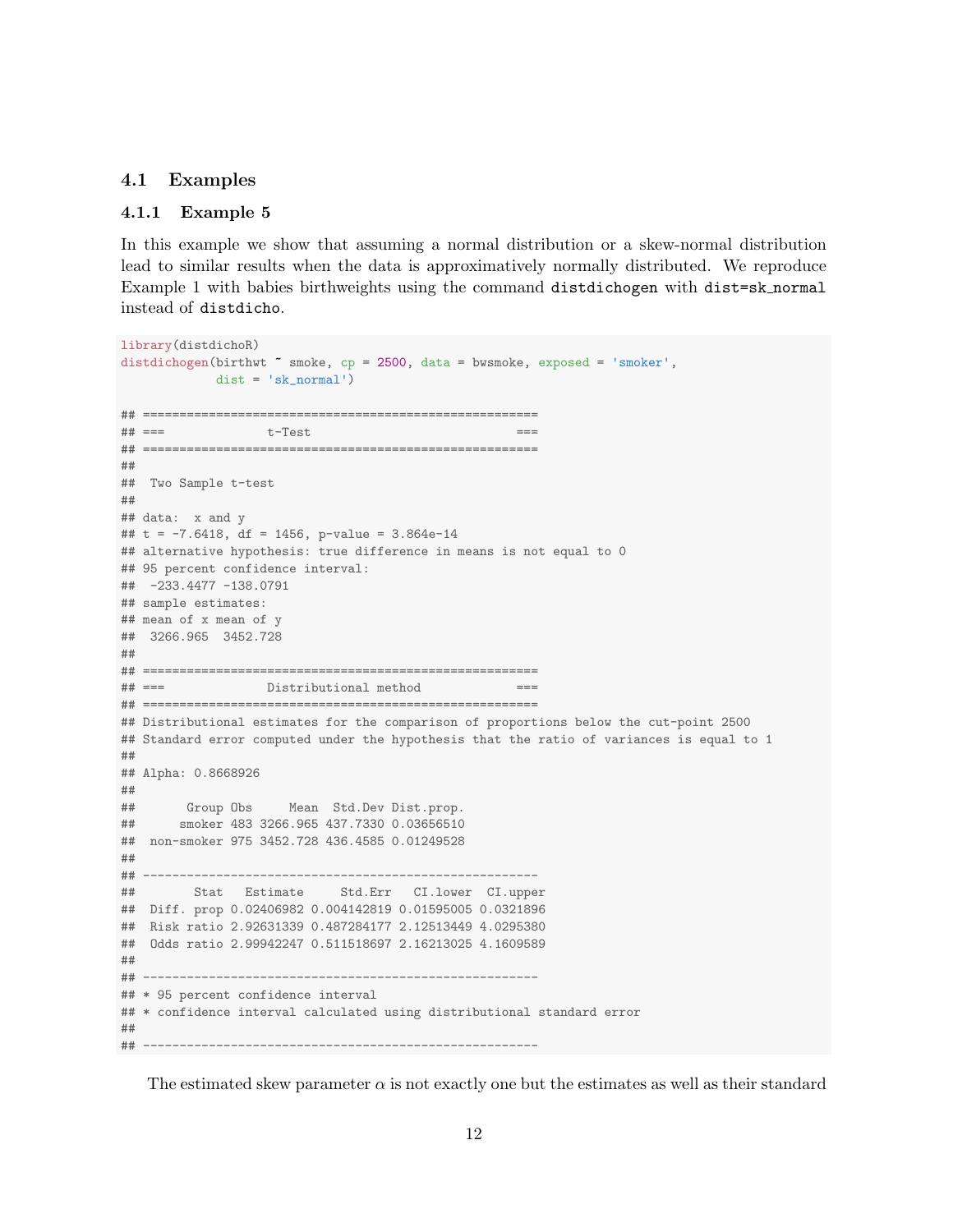### 4.1 Examples

#### 4.1.1 Example 5

In this example we show that assuming a normal distribution or a skew-normal distribution lead to similar results when the data is approximatively normally distributed. We reproduce Example 1 with babies birthweights using the command `distdichogen` with `dist=sk_normal` instead of `distdicho`.

```
library(distdichoR)
distdichogen(birthwt ~ smoke, cp = 2500, data = bwsmoke, exposed = 'smoker',
             dist = 'sk_normal')

## =====================================================
## ===              t-Test                           ===
## =====================================================
##
##  Two Sample t-test
##
## data:  x and y
## t = -7.6418, df = 1456, p-value = 3.864e-14
## alternative hypothesis: true difference in means is not equal to 0
## 95 percent confidence interval:
##  -233.4477 -138.0791
## sample estimates:
## mean of x mean of y
##  3266.965  3452.728
##
## =====================================================
## ===              Distributional method            ===
## =====================================================
## Distributional estimates for the comparison of proportions below the cut-point 2500
## Standard error computed under the hypothesis that the ratio of variances is equal to 1
##
## Alpha: 0.8668926
##
##       Group Obs     Mean  Std.Dev Dist.prop.
##      smoker 483 3266.965 437.7330 0.03656510
##  non-smoker 975 3452.728 436.4585 0.01249528
##
## -----------------------------------------------------
##        Stat   Estimate     Std.Err   CI.lower  CI.upper
##  Diff. prop 0.02406982 0.004142819 0.01595005 0.0321896
##  Risk ratio 2.92631339 0.487284177 2.12513449 4.0295380
##  Odds ratio 2.99942247 0.511518697 2.16213025 4.1609589
##
## -----------------------------------------------------
## * 95 percent confidence interval
## * confidence interval calculated using distributional standard error
##
## -----------------------------------------------------
```

The estimated skew parameter $\alpha$ is not exactly one but the estimates as well as their standard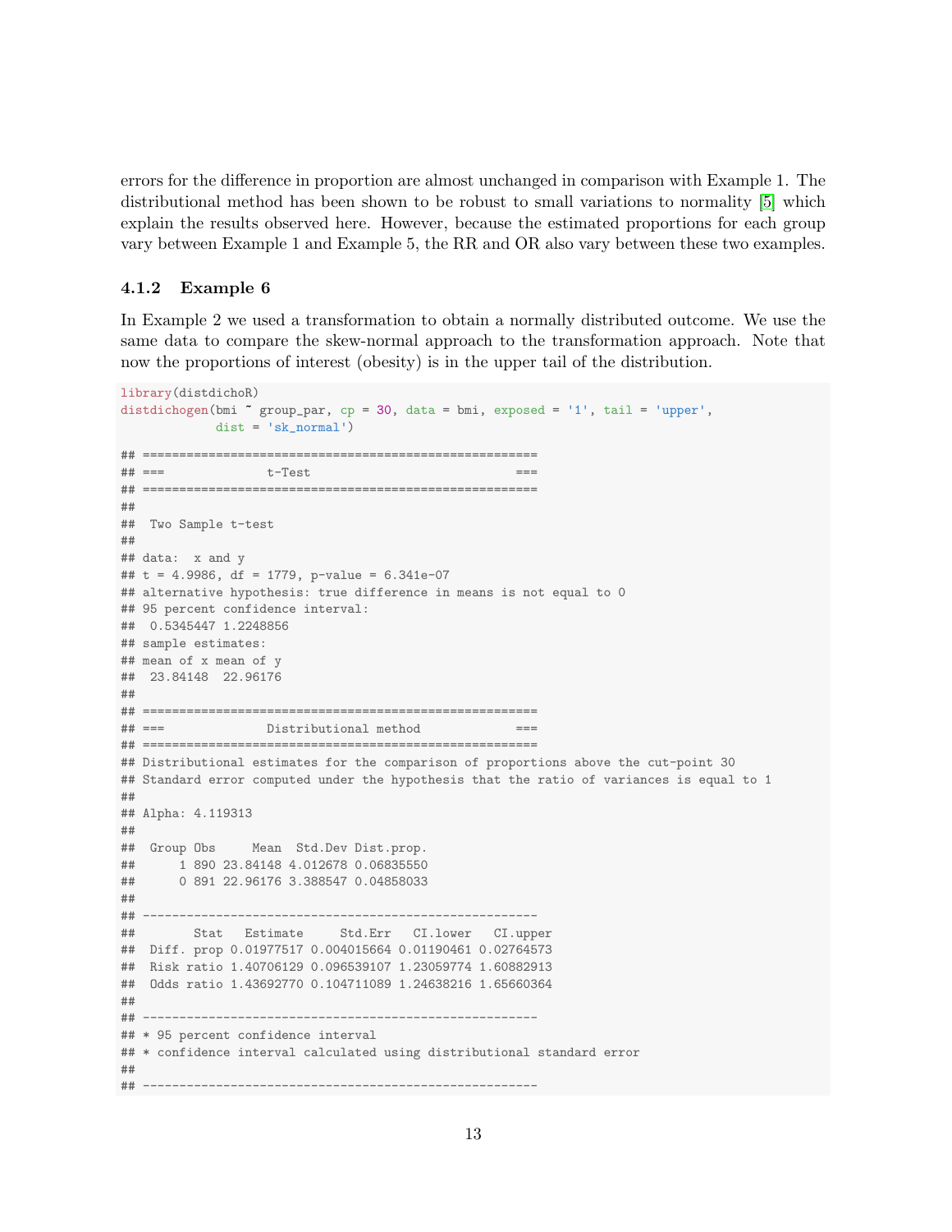errors for the difference in proportion are almost unchanged in comparison with Example 1. The distributional method has been shown to be robust to small variations to normality [5] which explain the results observed here. However, because the estimated proportions for each group vary between Example 1 and Example 5, the RR and OR also vary between these two examples.

### 4.1.2 Example 6

In Example 2 we used a transformation to obtain a normally distributed outcome. We use the same data to compare the skew-normal approach to the transformation approach. Note that now the proportions of interest (obesity) is in the upper tail of the distribution.

```
library(distdichoR)
distdichogen(bmi ~ group_par, cp = 30, data = bmi, exposed = '1', tail = 'upper',
             dist = 'sk_normal')

## =====================================================
## ===              t-Test                           ===
## =====================================================
##
##  Two Sample t-test
##
## data:  x and y
## t = 4.9986, df = 1779, p-value = 6.341e-07
## alternative hypothesis: true difference in means is not equal to 0
## 95 percent confidence interval:
##  0.5345447 1.2248856
## sample estimates:
## mean of x mean of y
##  23.84148  22.96176
##
## =====================================================
## ===              Distributional method            ===
## =====================================================
## Distributional estimates for the comparison of proportions above the cut-point 30
## Standard error computed under the hypothesis that the ratio of variances is equal to 1
##
## Alpha: 4.119313
##
##  Group Obs     Mean  Std.Dev Dist.prop.
##      1 890 23.84148 4.012678 0.06835550
##      0 891 22.96176 3.388547 0.04858033
##
## -----------------------------------------------------
##        Stat   Estimate     Std.Err   CI.lower   CI.upper
##  Diff. prop 0.01977517 0.004015664 0.01190461 0.02764573
##  Risk ratio 1.40706129 0.096539107 1.23059774 1.60882913
##  Odds ratio 1.43692770 0.104711089 1.24638216 1.65660364
##
## -----------------------------------------------------
## * 95 percent confidence interval
## * confidence interval calculated using distributional standard error
##
## -----------------------------------------------------
```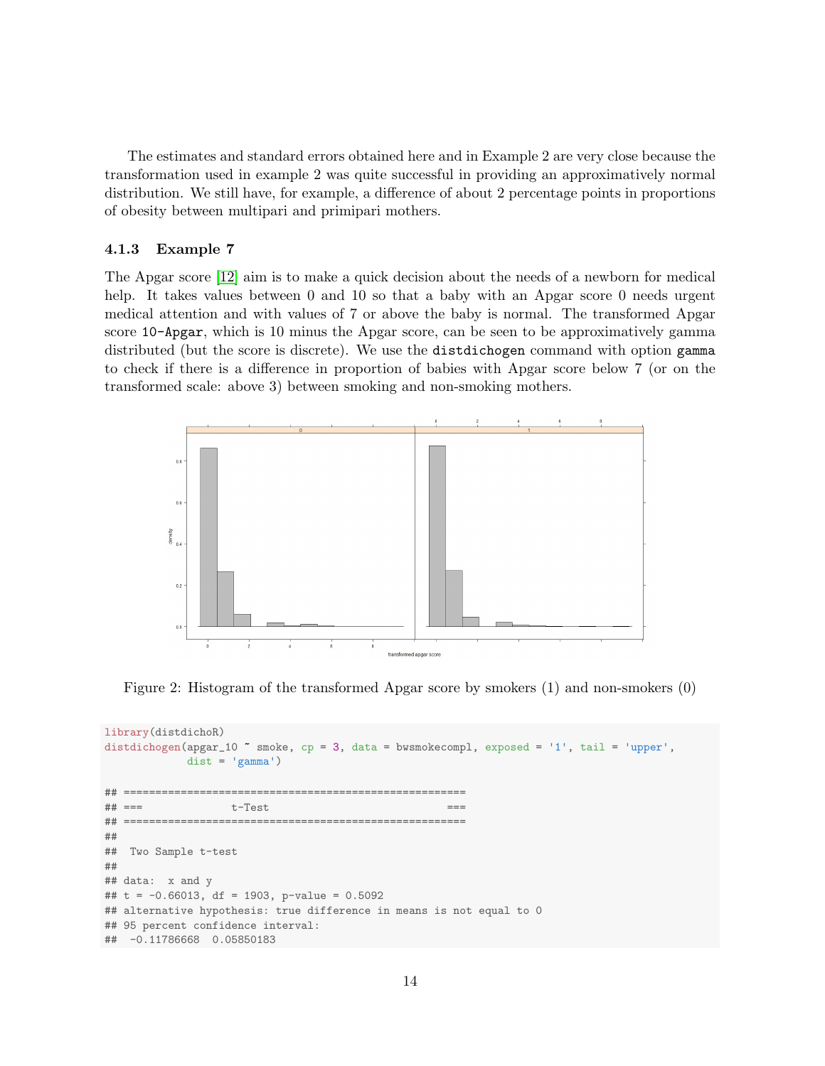The estimates and standard errors obtained here and in Example 2 are very close because the transformation used in example 2 was quite successful in providing an approximatively normal distribution. We still have, for example, a difference of about 2 percentage points in proportions of obesity between multipari and primipari mothers.

### 4.1.3 Example 7

The Apgar score [12] aim is to make a quick decision about the needs of a newborn for medical help. It takes values between 0 and 10 so that a baby with an Apgar score 0 needs urgent medical attention and with values of 7 or above the baby is normal. The transformed Apgar score `10-Apgar`, which is 10 minus the Apgar score, can be seen to be approximatively gamma distributed (but the score is discrete). We use the `distdichogen` command with option `gamma` to check if there is a difference in proportion of babies with Apgar score below 7 (or on the transformed scale: above 3) between smoking and non-smoking mothers.

Figure 2: Histogram of the transformed Apgar score by smokers (1) and non-smokers (0)

```
library(distdichoR)
distdichogen(apgar_10 ~ smoke, cp = 3, data = bwsmokecompl, exposed = '1', tail = 'upper',
             dist = 'gamma')

## ====================================================
## ===              t-Test                          ===
## ====================================================
##
##  Two Sample t-test
##
## data:  x and y
## t = -0.66013, df = 1903, p-value = 0.5092
## alternative hypothesis: true difference in means is not equal to 0
## 95 percent confidence interval:
##  -0.11786668  0.05850183
```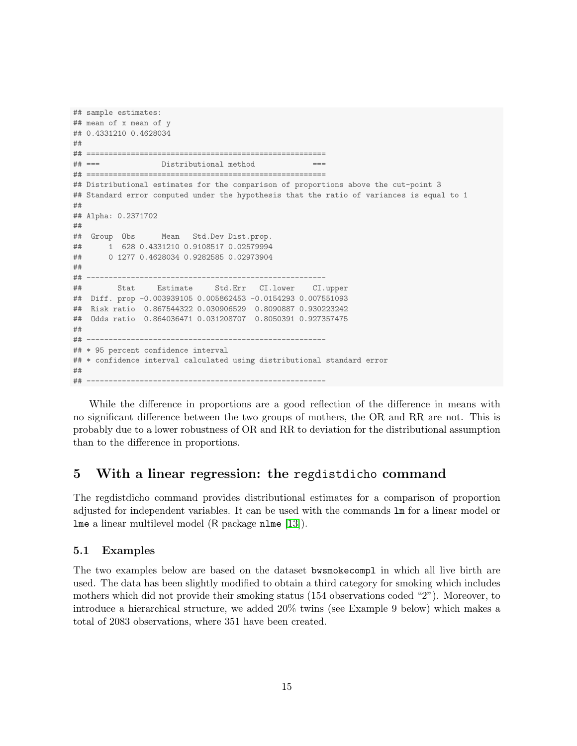```
## sample estimates:
## mean of x mean of y
## 0.4331210 0.4628034
##
## =====================================================
## ===              Distributional method            ===
## =====================================================
## Distributional estimates for the comparison of proportions above the cut-point 3
## Standard error computed under the hypothesis that the ratio of variances is equal to 1
##
## Alpha: 0.2371702
##
##  Group  Obs      Mean   Std.Dev Dist.prop.
##      1  628 0.4331210 0.9108517 0.02579994
##      0 1277 0.4628034 0.9282585 0.02973904
##
## -----------------------------------------------------
##       Stat     Estimate     Std.Err   CI.lower    CI.upper
##  Diff. prop -0.003939105 0.005862453 -0.0154293 0.007551093
##  Risk ratio  0.867544322 0.030906529  0.8090887 0.930223242
##  Odds ratio  0.864036471 0.031208707  0.8050391 0.927357475
##
## -----------------------------------------------------
## * 95 percent confidence interval
## * confidence interval calculated using distributional standard error
##
## -----------------------------------------------------
```

While the difference in proportions are a good reflection of the difference in means with no significant difference between the two groups of mothers, the OR and RR are not. This is probably due to a lower robustness of OR and RR to deviation for the distributional assumption than to the difference in proportions.

# 5 With a linear regression: the `regdistdicho` command

The regdistdicho command provides distributional estimates for a comparison of proportion adjusted for independent variables. It can be used with the commands `lm` for a linear model or `lme` a linear multilevel model (R package `nlme` [13]).

## 5.1 Examples

The two examples below are based on the dataset `bwsmokecompl` in which all live birth are used. The data has been slightly modified to obtain a third category for smoking which includes mothers which did not provide their smoking status (154 observations coded "2"). Moreover, to introduce a hierarchical structure, we added 20% twins (see Example 9 below) which makes a total of 2083 observations, where 351 have been created.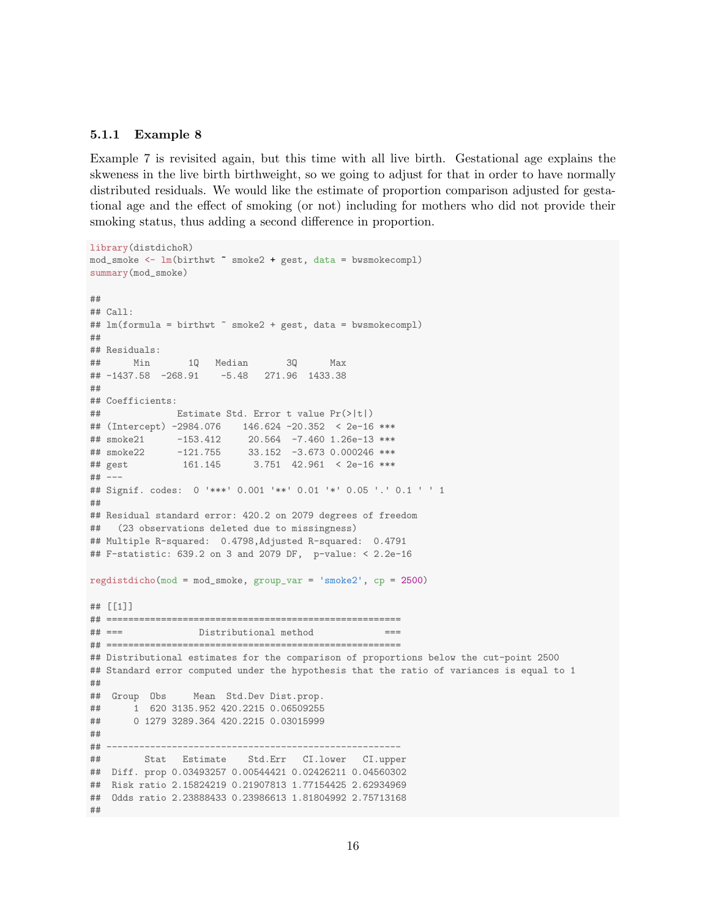### 5.1.1 Example 8

Example 7 is revisited again, but this time with all live birth. Gestational age explains the skeweness in the live birth birthweight, so we going to adjust for that in order to have normally distributed residuals. We would like the estimate of proportion comparison adjusted for gestational age and the effect of smoking (or not) including for mothers who did not provide their smoking status, thus adding a second difference in proportion.

```
library(distdichoR)
mod_smoke <- lm(birthwt ~ smoke2 + gest, data = bwsmokecompl)
summary(mod_smoke)

##
## Call:
## lm(formula = birthwt ~ smoke2 + gest, data = bwsmokecompl)
##
## Residuals:
##      Min       1Q   Median       3Q      Max
## -1437.58  -268.91    -5.48   271.96  1433.38
##
## Coefficients:
##             Estimate Std. Error t value Pr(>|t|)
## (Intercept) -2984.076    146.624 -20.352  < 2e-16 ***
## smoke21      -153.412     20.564  -7.460 1.26e-13 ***
## smoke22      -121.755     33.152  -3.673 0.000246 ***
## gest          161.145      3.751  42.961  < 2e-16 ***
## ---
## Signif. codes:  0 '***' 0.001 '**' 0.01 '*' 0.05 '.' 0.1 ' ' 1
##
## Residual standard error: 420.2 on 2079 degrees of freedom
##   (23 observations deleted due to missingness)
## Multiple R-squared:  0.4798,Adjusted R-squared:  0.4791
## F-statistic: 639.2 on 3 and 2079 DF,  p-value: < 2.2e-16

regdistdicho(mod = mod_smoke, group_var = 'smoke2', cp = 2500)

## [[1]]
## =====================================================
## ===             Distributional method             ===
## =====================================================
## Distributional estimates for the comparison of proportions below the cut-point 2500
## Standard error computed under the hypothesis that the ratio of variances is equal to 1
##
##  Group  Obs     Mean  Std.Dev Dist.prop.
##      1  620 3135.952 420.2215 0.06509255
##      0 1279 3289.364 420.2215 0.03015999
##
## -----------------------------------------------------
##        Stat   Estimate    Std.Err   CI.lower   CI.upper
##  Diff. prop 0.03493257 0.00544421 0.02426211 0.04560302
##  Risk ratio 2.15824219 0.21907813 1.77154425 2.62934969
##  Odds ratio 2.23888433 0.23986613 1.81804992 2.75713168
##
```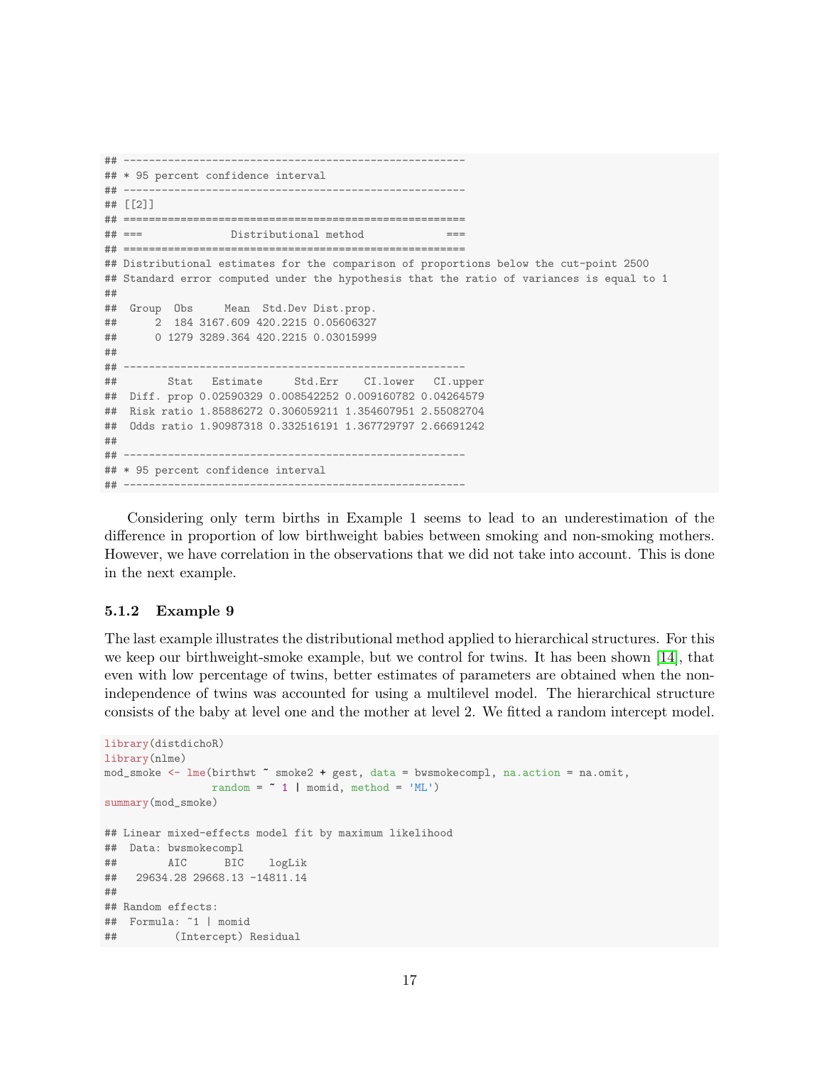```
## -----------------------------------------------------
## * 95 percent confidence interval
## -----------------------------------------------------
## [[2]]
## =====================================================
## ===             Distributional method             ===
## =====================================================
## Distributional estimates for the comparison of proportions below the cut-point 2500
## Standard error computed under the hypothesis that the ratio of variances is equal to 1
##
##  Group  Obs     Mean  Std.Dev Dist.prop.
##      2  184 3167.609 420.2215 0.05606327
##      0 1279 3289.364 420.2215 0.03015999
##
## -----------------------------------------------------
##        Stat   Estimate     Std.Err    CI.lower   CI.upper
##  Diff. prop 0.02590329 0.008542252 0.009160782 0.04264579
##  Risk ratio 1.85886272 0.306059211 1.354607951 2.55082704
##  Odds ratio 1.90987318 0.332516191 1.367729797 2.66691242
##
## -----------------------------------------------------
## * 95 percent confidence interval
## -----------------------------------------------------
```

Considering only term births in Example 1 seems to lead to an underestimation of the difference in proportion of low birthweight babies between smoking and non-smoking mothers. However, we have correlation in the observations that we did not take into account. This is done in the next example.

### 5.1.2 Example 9

The last example illustrates the distributional method applied to hierarchical structures. For this we keep our birthweight-smoke example, but we control for twins. It has been shown [14], that even with low percentage of twins, better estimates of parameters are obtained when the non-independence of twins was accounted for using a multilevel model. The hierarchical structure consists of the baby at level one and the mother at level 2. We fitted a random intercept model.

```
library(distdichoR)
library(nlme)
mod_smoke <- lme(birthwt ~ smoke2 + gest, data = bwsmokecompl, na.action = na.omit,
                 random = ~ 1 | momid, method = 'ML')
summary(mod_smoke)

## Linear mixed-effects model fit by maximum likelihood
##  Data: bwsmokecompl
##        AIC      BIC    logLik
##   29634.28 29668.13 -14811.14
##
## Random effects:
##  Formula: ~1 | momid
##         (Intercept) Residual
```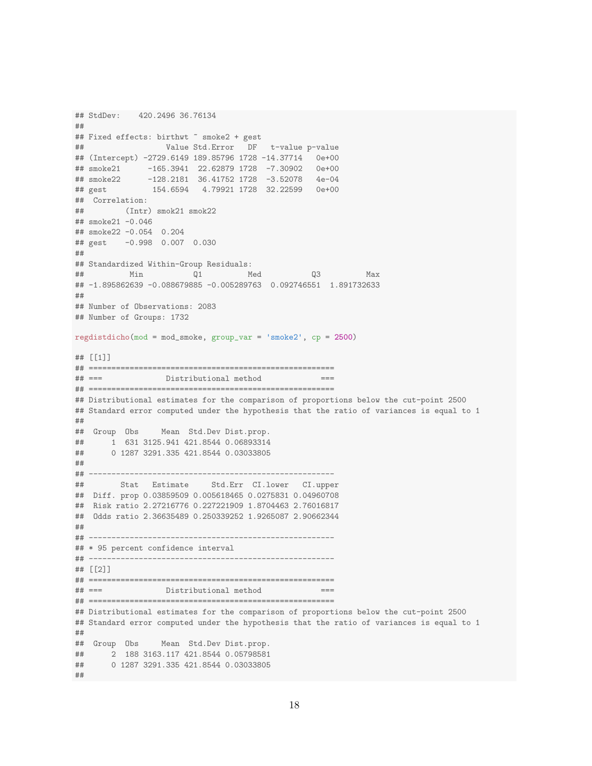```
## StdDev:    420.2496 36.76134
##
## Fixed effects: birthwt ~ smoke2 + gest
##                  Value Std.Error   DF   t-value p-value
## (Intercept) -2729.6149 189.85796 1728 -14.37714   0e+00
## smoke21      -165.3941  22.62879 1728  -7.30902   0e+00
## smoke22      -128.2181  36.41752 1728  -3.52078   4e-04
## gest          154.6594   4.79921 1728  32.22599   0e+00
##  Correlation:
##         (Intr) smok21 smok22
## smoke21 -0.046
## smoke22 -0.054  0.204
## gest    -0.998  0.007  0.030
##
## Standardized Within-Group Residuals:
##          Min           Q1          Med           Q3          Max
## -1.895862639 -0.088679885 -0.005289763  0.092746551  1.891732633
##
## Number of Observations: 2083
## Number of Groups: 1732
```

```
regdistdicho(mod = mod_smoke, group_var = 'smoke2', cp = 2500)
```

```
## [[1]]
## =====================================================
## ===              Distributional method            ===
## =====================================================
## Distributional estimates for the comparison of proportions below the cut-point 2500
## Standard error computed under the hypothesis that the ratio of variances is equal to 1
##
##  Group  Obs     Mean  Std.Dev Dist.prop.
##      1  631 3125.941 421.8544 0.06893314
##      0 1287 3291.335 421.8544 0.03033805
##
## -----------------------------------------------------
##        Stat   Estimate     Std.Err  CI.lower   CI.upper
##  Diff. prop 0.03859509 0.005618465 0.0275831 0.04960708
##  Risk ratio 2.27216776 0.227221909 1.8704463 2.76016817
##  Odds ratio 2.36635489 0.250339252 1.9265087 2.90662344
##
## -----------------------------------------------------
## * 95 percent confidence interval
## -----------------------------------------------------
## [[2]]
## =====================================================
## ===              Distributional method            ===
## =====================================================
## Distributional estimates for the comparison of proportions below the cut-point 2500
## Standard error computed under the hypothesis that the ratio of variances is equal to 1
##
##  Group  Obs     Mean  Std.Dev Dist.prop.
##      2  188 3163.117 421.8544 0.05798581
##      0 1287 3291.335 421.8544 0.03033805
##
```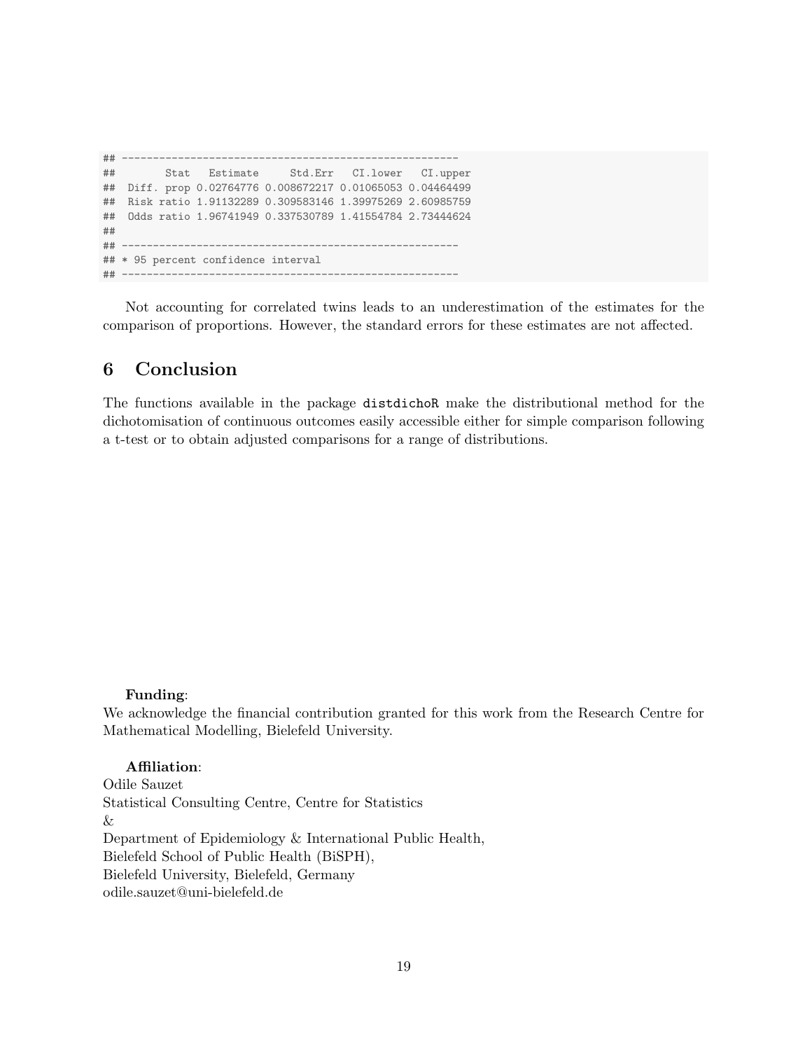```
## -----------------------------------------------------
##        Stat   Estimate     Std.Err   CI.lower   CI.upper
##  Diff. prop 0.02764776 0.008672217 0.01065053 0.04464499
##  Risk ratio 1.91132289 0.309583146 1.39975269 2.60985759
##  Odds ratio 1.96741949 0.337530789 1.41554784 2.73444624
##
## -----------------------------------------------------
## * 95 percent confidence interval
## -----------------------------------------------------
```

Not accounting for correlated twins leads to an underestimation of the estimates for the comparison of proportions. However, the standard errors for these estimates are not affected.

# 6 Conclusion

The functions available in the package `distdichoR` make the distributional method for the dichotomisation of continuous outcomes easily accessible either for simple comparison following a t-test or to obtain adjusted comparisons for a range of distributions.

**Funding**:
We acknowledge the financial contribution granted for this work from the Research Centre for Mathematical Modelling, Bielefeld University.

**Affiliation**:
Odile Sauzet
Statistical Consulting Centre, Centre for Statistics
&
Department of Epidemiology & International Public Health,
Bielefeld School of Public Health (BiSPH),
Bielefeld University, Bielefeld, Germany
odile.sauzet@uni-bielefeld.de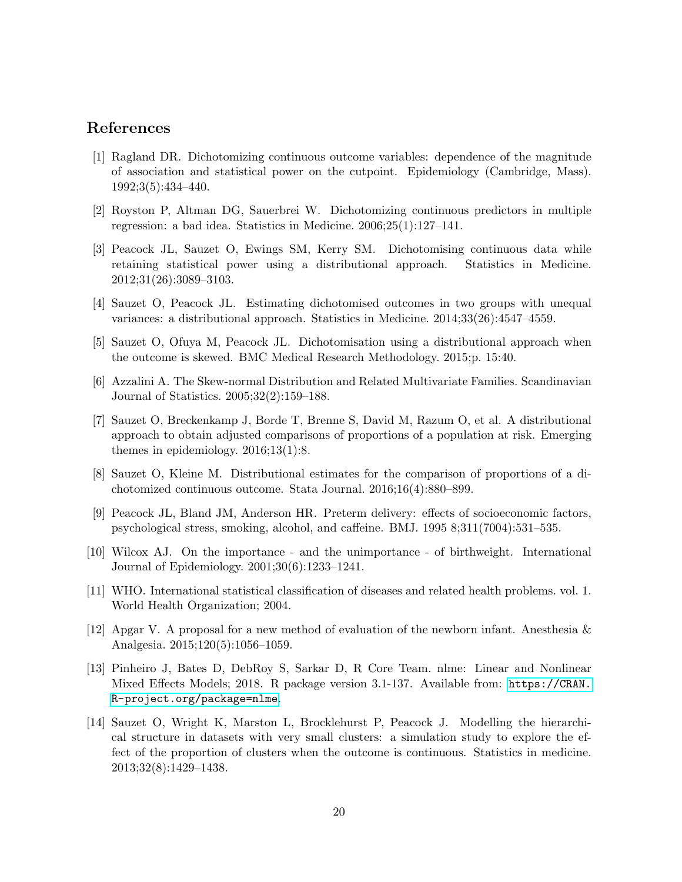## References

[1] Ragland DR. Dichotomizing continuous outcome variables: dependence of the magnitude of association and statistical power on the cutpoint. Epidemiology (Cambridge, Mass). 1992;3(5):434–440.

[2] Royston P, Altman DG, Sauerbrei W. Dichotomizing continuous predictors in multiple regression: a bad idea. Statistics in Medicine. 2006;25(1):127–141.

[3] Peacock JL, Sauzet O, Ewings SM, Kerry SM. Dichotomising continuous data while retaining statistical power using a distributional approach. Statistics in Medicine. 2012;31(26):3089–3103.

[4] Sauzet O, Peacock JL. Estimating dichotomised outcomes in two groups with unequal variances: a distributional approach. Statistics in Medicine. 2014;33(26):4547–4559.

[5] Sauzet O, Ofuya M, Peacock JL. Dichotomisation using a distributional approach when the outcome is skewed. BMC Medical Research Methodology. 2015;p. 15:40.

[6] Azzalini A. The Skew-normal Distribution and Related Multivariate Families. Scandinavian Journal of Statistics. 2005;32(2):159–188.

[7] Sauzet O, Breckenkamp J, Borde T, Brenne S, David M, Razum O, et al. A distributional approach to obtain adjusted comparisons of proportions of a population at risk. Emerging themes in epidemiology. 2016;13(1):8.

[8] Sauzet O, Kleine M. Distributional estimates for the comparison of proportions of a dichotomized continuous outcome. Stata Journal. 2016;16(4):880–899.

[9] Peacock JL, Bland JM, Anderson HR. Preterm delivery: effects of socioeconomic factors, psychological stress, smoking, alcohol, and caffeine. BMJ. 1995 8;311(7004):531–535.

[10] Wilcox AJ. On the importance - and the unimportance - of birthweight. International Journal of Epidemiology. 2001;30(6):1233–1241.

[11] WHO. International statistical classification of diseases and related health problems. vol. 1. World Health Organization; 2004.

[12] Apgar V. A proposal for a new method of evaluation of the newborn infant. Anesthesia & Analgesia. 2015;120(5):1056–1059.

[13] Pinheiro J, Bates D, DebRoy S, Sarkar D, R Core Team. nlme: Linear and Nonlinear Mixed Effects Models; 2018. R package version 3.1-137. Available from: https://CRAN.R-project.org/package=nlme.

[14] Sauzet O, Wright K, Marston L, Brocklehurst P, Peacock J. Modelling the hierarchical structure in datasets with very small clusters: a simulation study to explore the effect of the proportion of clusters when the outcome is continuous. Statistics in medicine. 2013;32(8):1429–1438.